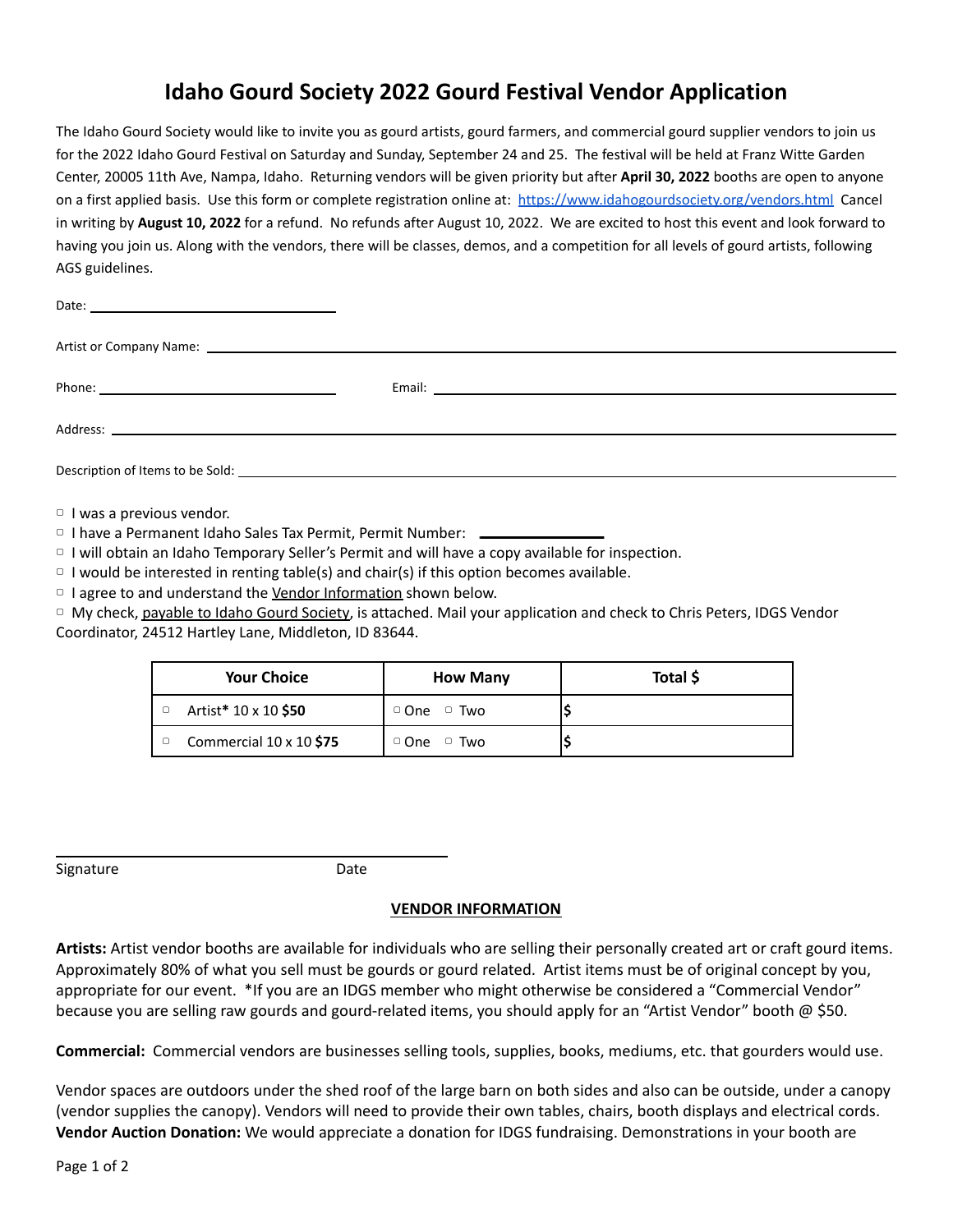# Idaho Gourd Society 2022 Gourd Festival Vendor Application

The Idaho Gourd Society would like to invite you as gourd artists, gourd farmers, and commercial gourd supplier vendors to join us for the 2022 Idaho Gourd Festival on Saturday and Sunday, September 24 and 25. The festival will be held at Franz Witte Garden Center, 20005 11th Ave, Nampa, Idaho. Returning vendors will be given priority but after **April 30, 2022** booths are open to anyone on a first applied basis. Use this form or complete registration online at: https://www.idahogourdsociety.org/vendors.html Cancel in writing by **August 10, 2022** for a refund. No refunds after August 10, 2022. We are excited to host this event and look forward to having you join us. Along with the vendors, there will be classes, demos, and a competition for all levels of gourd artists, following AGS guidelines.

Date: ______________________

Artist or Company Name: ______________________

Phone: ______________________ Email: ______________________

Address: ______________________

Description of Items to be Sold: ______________________

- ▢ I was a previous vendor.
- ▢ I have a Permanent Idaho Sales Tax Permit, Permit Number: ____________
- ▢ I will obtain an Idaho Temporary Seller's Permit and will have a copy available for inspection.
- ▢ I would be interested in renting table(s) and chair(s) if this option becomes available.
- ▢ I agree to and understand the Vendor Information shown below.
- ▢ My check, payable to Idaho Gourd Society, is attached. Mail your application and check to Chris Peters, IDGS Vendor Coordinator, 24512 Hartley Lane, Middleton, ID 83644.

| Your Choice | How Many | Total $ |
|---|---|---|
| ▢ Artist* 10 x 10 **$50** | ▢ One ▢ Two | $ |
| ▢ Commercial 10 x 10 **$75** | ▢ One ▢ Two | $ |

______________________

Signature Date

**VENDOR INFORMATION**

**Artists:** Artist vendor booths are available for individuals who are selling their personally created art or craft gourd items. Approximately 80% of what you sell must be gourds or gourd related. Artist items must be of original concept by you, appropriate for our event. *If you are an IDGS member who might otherwise be considered a "Commercial Vendor" because you are selling raw gourds and gourd-related items, you should apply for an "Artist Vendor" booth @ $50.

**Commercial:** Commercial vendors are businesses selling tools, supplies, books, mediums, etc. that gourders would use.

Vendor spaces are outdoors under the shed roof of the large barn on both sides and also can be outside, under a canopy (vendor supplies the canopy). Vendors will need to provide their own tables, chairs, booth displays and electrical cords. **Vendor Auction Donation:** We would appreciate a donation for IDGS fundraising. Demonstrations in your booth are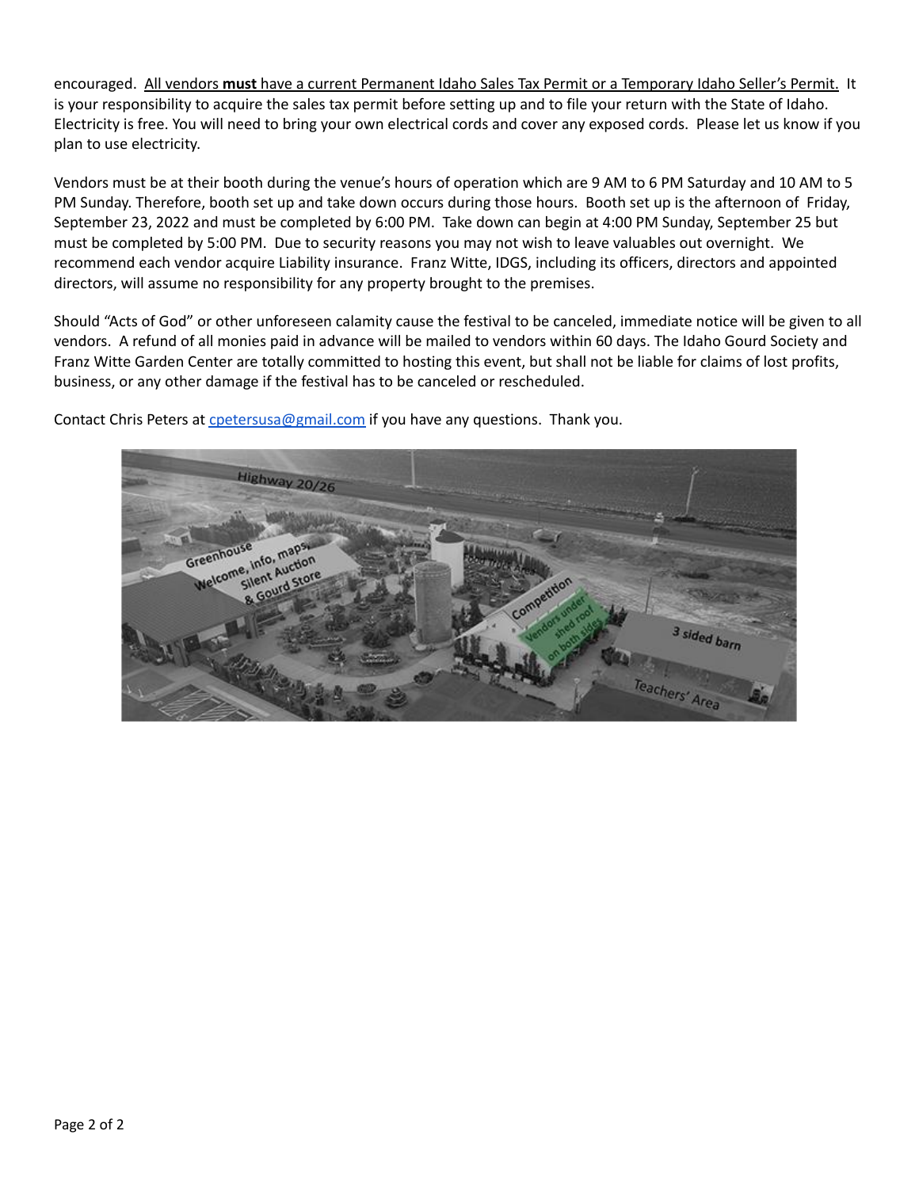encouraged. All vendors **must** have a current Permanent Idaho Sales Tax Permit or a Temporary Idaho Seller's Permit. It is your responsibility to acquire the sales tax permit before setting up and to file your return with the State of Idaho. Electricity is free. You will need to bring your own electrical cords and cover any exposed cords. Please let us know if you plan to use electricity.

Vendors must be at their booth during the venue's hours of operation which are 9 AM to 6 PM Saturday and 10 AM to 5 PM Sunday. Therefore, booth set up and take down occurs during those hours. Booth set up is the afternoon of Friday, September 23, 2022 and must be completed by 6:00 PM. Take down can begin at 4:00 PM Sunday, September 25 but must be completed by 5:00 PM. Due to security reasons you may not wish to leave valuables out overnight. We recommend each vendor acquire Liability insurance. Franz Witte, IDGS, including its officers, directors and appointed directors, will assume no responsibility for any property brought to the premises.

Should "Acts of God" or other unforeseen calamity cause the festival to be canceled, immediate notice will be given to all vendors. A refund of all monies paid in advance will be mailed to vendors within 60 days. The Idaho Gourd Society and Franz Witte Garden Center are totally committed to hosting this event, but shall not be liable for claims of lost profits, business, or any other damage if the festival has to be canceled or rescheduled.

Contact Chris Peters at [cpetersusa@gmail.com](mailto:cpetersusa@gmail.com) if you have any questions. Thank you.